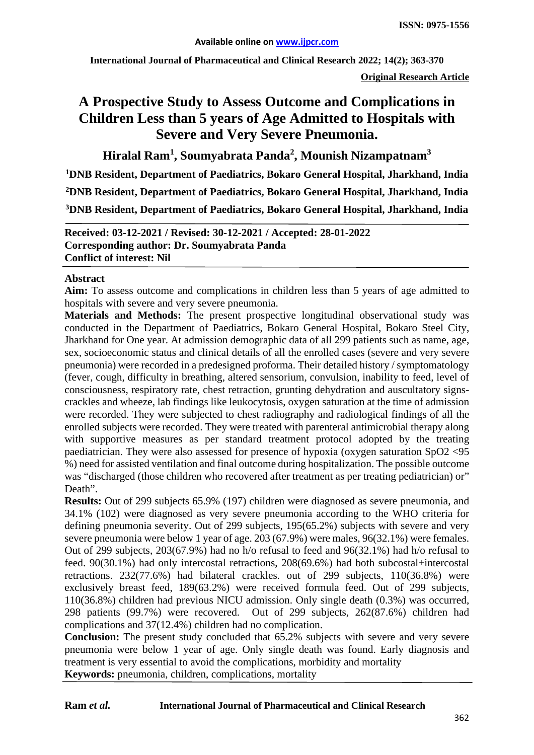Available online on www.ijpcr.com

**Original Research Article**

# A Prospective Study to Assess Outcome and Complications in Children Less than 5 years of Age Admitted to Hospitals with Severe and Very Severe Pneumonia.

**Hiralal Ram[1], Soumyabrata Panda[2], Mounish Nizampatnam[3]**

**[1]DNB Resident, Department of Paediatrics, Bokaro General Hospital, Jharkhand, India**

**[2]DNB Resident, Department of Paediatrics, Bokaro General Hospital, Jharkhand, India**

**[3]DNB Resident, Department of Paediatrics, Bokaro General Hospital, Jharkhand, India**

**Received: 03-12-2021 / Revised: 30-12-2021 / Accepted: 28-01-2022**
**Corresponding author: Dr. Soumyabrata Panda**
**Conflict of interest: Nil**

## Abstract

**Aim:** To assess outcome and complications in children less than 5 years of age admitted to hospitals with severe and very severe pneumonia.

**Materials and Methods:** The present prospective longitudinal observational study was conducted in the Department of Paediatrics, Bokaro General Hospital, Bokaro Steel City, Jharkhand for One year. At admission demographic data of all 299 patients such as name, age, sex, socioeconomic status and clinical details of all the enrolled cases (severe and very severe pneumonia) were recorded in a predesigned proforma. Their detailed history / symptomatology (fever, cough, difficulty in breathing, altered sensorium, convulsion, inability to feed, level of consciousness, respiratory rate, chest retraction, grunting dehydration and auscultatory signs-crackles and wheeze, lab findings like leukocytosis, oxygen saturation at the time of admission were recorded. They were subjected to chest radiography and radiological findings of all the enrolled subjects were recorded. They were treated with parenteral antimicrobial therapy along with supportive measures as per standard treatment protocol adopted by the treating paediatrician. They were also assessed for presence of hypoxia (oxygen saturation $SpO_2$ <95 %) need for assisted ventilation and final outcome during hospitalization. The possible outcome was "discharged (those children who recovered after treatment as per treating pediatrician) or" Death".

**Results:** Out of 299 subjects 65.9% (197) children were diagnosed as severe pneumonia, and 34.1% (102) were diagnosed as very severe pneumonia according to the WHO criteria for defining pneumonia severity. Out of 299 subjects, 195(65.2%) subjects with severe and very severe pneumonia were below 1 year of age. 203 (67.9%) were males, 96(32.1%) were females. Out of 299 subjects, 203(67.9%) had no h/o refusal to feed and 96(32.1%) had h/o refusal to feed. 90(30.1%) had only intercostal retractions, 208(69.6%) had both subcostal+intercostal retractions. 232(77.6%) had bilateral crackles. out of 299 subjects, 110(36.8%) were exclusively breast feed, 189(63.2%) were received formula feed. Out of 299 subjects, 110(36.8%) children had previous NICU admission. Only single death (0.3%) was occurred, 298 patients (99.7%) were recovered. Out of 299 subjects, 262(87.6%) children had complications and 37(12.4%) children had no complication.

**Conclusion:** The present study concluded that 65.2% subjects with severe and very severe pneumonia were below 1 year of age. Only single death was found. Early diagnosis and treatment is very essential to avoid the complications, morbidity and mortality

**Keywords:** pneumonia, children, complications, mortality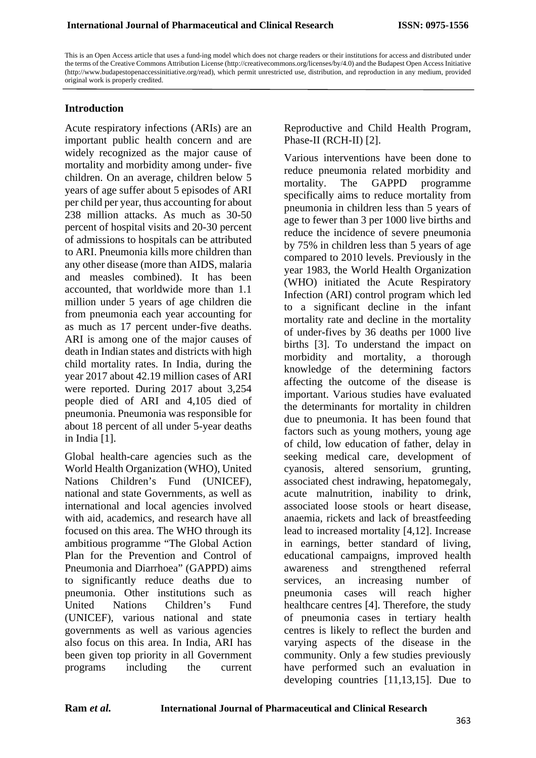This is an Open Access article that uses a fund-ing model which does not charge readers or their institutions for access and distributed under the terms of the Creative Commons Attribution License (http://creativecommons.org/licenses/by/4.0) and the Budapest Open Access Initiative (http://www.budapestopenaccessinitiative.org/read), which permit unrestricted use, distribution, and reproduction in any medium, provided original work is properly credited.

## Introduction

Acute respiratory infections (ARIs) are an important public health concern and are widely recognized as the major cause of mortality and morbidity among under- five children. On an average, children below 5 years of age suffer about 5 episodes of ARI per child per year, thus accounting for about 238 million attacks. As much as 30-50 percent of hospital visits and 20-30 percent of admissions to hospitals can be attributed to ARI. Pneumonia kills more children than any other disease (more than AIDS, malaria and measles combined). It has been accounted, that worldwide more than 1.1 million under 5 years of age children die from pneumonia each year accounting for as much as 17 percent under-five deaths. ARI is among one of the major causes of death in Indian states and districts with high child mortality rates. In India, during the year 2017 about 42.19 million cases of ARI were reported. During 2017 about 3,254 people died of ARI and 4,105 died of pneumonia. Pneumonia was responsible for about 18 percent of all under 5-year deaths in India [1].

Global health-care agencies such as the World Health Organization (WHO), United Nations Children's Fund (UNICEF), national and state Governments, as well as international and local agencies involved with aid, academics, and research have all focused on this area. The WHO through its ambitious programme "The Global Action Plan for the Prevention and Control of Pneumonia and Diarrhoea" (GAPPD) aims to significantly reduce deaths due to pneumonia. Other institutions such as United Nations Children's Fund (UNICEF), various national and state governments as well as various agencies also focus on this area. In India, ARI has been given top priority in all Government programs including the current Reproductive and Child Health Program, Phase-II (RCH-II) [2].

Various interventions have been done to reduce pneumonia related morbidity and mortality. The GAPPD programme specifically aims to reduce mortality from pneumonia in children less than 5 years of age to fewer than 3 per 1000 live births and reduce the incidence of severe pneumonia by 75% in children less than 5 years of age compared to 2010 levels. Previously in the year 1983, the World Health Organization (WHO) initiated the Acute Respiratory Infection (ARI) control program which led to a significant decline in the infant mortality rate and decline in the mortality of under-fives by 36 deaths per 1000 live births [3]. To understand the impact on morbidity and mortality, a thorough knowledge of the determining factors affecting the outcome of the disease is important. Various studies have evaluated the determinants for mortality in children due to pneumonia. It has been found that factors such as young mothers, young age of child, low education of father, delay in seeking medical care, development of cyanosis, altered sensorium, grunting, associated chest indrawing, hepatomegaly, acute malnutrition, inability to drink, associated loose stools or heart disease, anaemia, rickets and lack of breastfeeding lead to increased mortality [4,12]. Increase in earnings, better standard of living, educational campaigns, improved health awareness and strengthened referral services, an increasing number of pneumonia cases will reach higher healthcare centres [4]. Therefore, the study of pneumonia cases in tertiary health centres is likely to reflect the burden and varying aspects of the disease in the community. Only a few studies previously have performed such an evaluation in developing countries [11,13,15]. Due to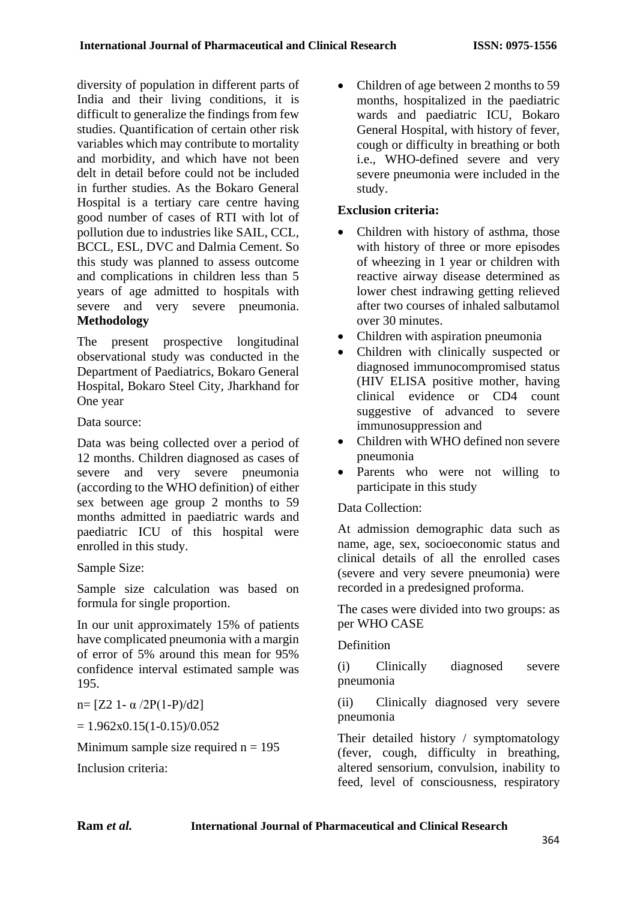diversity of population in different parts of India and their living conditions, it is difficult to generalize the findings from few studies. Quantification of certain other risk variables which may contribute to mortality and morbidity, and which have not been delt in detail before could not be included in further studies. As the Bokaro General Hospital is a tertiary care centre having good number of cases of RTI with lot of pollution due to industries like SAIL, CCL, BCCL, ESL, DVC and Dalmia Cement. So this study was planned to assess outcome and complications in children less than 5 years of age admitted to hospitals with severe and very severe pneumonia.

**Methodology**

The present prospective longitudinal observational study was conducted in the Department of Paediatrics, Bokaro General Hospital, Bokaro Steel City, Jharkhand for One year

Data source:

Data was being collected over a period of 12 months. Children diagnosed as cases of severe and very severe pneumonia (according to the WHO definition) of either sex between age group 2 months to 59 months admitted in paediatric wards and paediatric ICU of this hospital were enrolled in this study.

Sample Size:

Sample size calculation was based on formula for single proportion.

In our unit approximately 15% of patients have complicated pneumonia with a margin of error of 5% around this mean for 95% confidence interval estimated sample was 195.

$n = [Z2\ 1- \alpha /2P(1-P)/d2]$

$= 1.962x0.15(1-0.15)/0.052$

Minimum sample size required n = 195

Inclusion criteria:

- Children of age between 2 months to 59 months, hospitalized in the paediatric wards and paediatric ICU, Bokaro General Hospital, with history of fever, cough or difficulty in breathing or both i.e., WHO-defined severe and very severe pneumonia were included in the study.

**Exclusion criteria:**

- Children with history of asthma, those with history of three or more episodes of wheezing in 1 year or children with reactive airway disease determined as lower chest indrawing getting relieved after two courses of inhaled salbutamol over 30 minutes.
- Children with aspiration pneumonia
- Children with clinically suspected or diagnosed immunocompromised status (HIV ELISA positive mother, having clinical evidence or CD4 count suggestive of advanced to severe immunosuppression and
- Children with WHO defined non severe pneumonia
- Parents who were not willing to participate in this study

Data Collection:

At admission demographic data such as name, age, sex, socioeconomic status and clinical details of all the enrolled cases (severe and very severe pneumonia) were recorded in a predesigned proforma.

The cases were divided into two groups: as per WHO CASE

Definition

(i) Clinically diagnosed severe pneumonia

(ii) Clinically diagnosed very severe pneumonia

Their detailed history / symptomatology (fever, cough, difficulty in breathing, altered sensorium, convulsion, inability to feed, level of consciousness, respiratory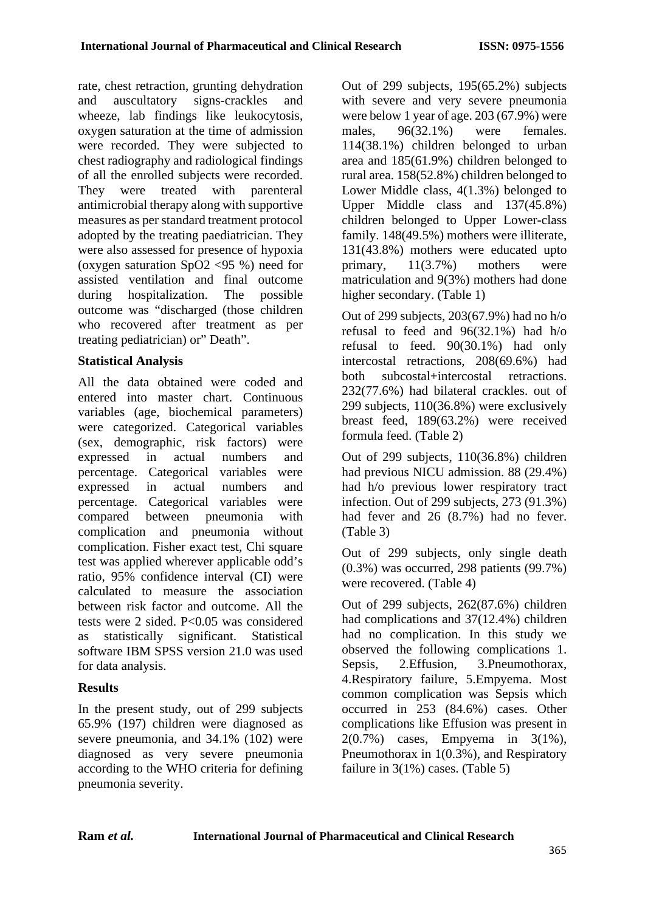rate, chest retraction, grunting dehydration and auscultatory signs-crackles and wheeze, lab findings like leukocytosis, oxygen saturation at the time of admission were recorded. They were subjected to chest radiography and radiological findings of all the enrolled subjects were recorded. They were treated with parenteral antimicrobial therapy along with supportive measures as per standard treatment protocol adopted by the treating paediatrician. They were also assessed for presence of hypoxia (oxygen saturation $SpO_2$ <95 %) need for assisted ventilation and final outcome during hospitalization. The possible outcome was "discharged (those children who recovered after treatment as per treating pediatrician) or" Death".

### Statistical Analysis

All the data obtained were coded and entered into master chart. Continuous variables (age, biochemical parameters) were categorized. Categorical variables (sex, demographic, risk factors) were expressed in actual numbers and percentage. Categorical variables were expressed in actual numbers and percentage. Categorical variables were compared between pneumonia with complication and pneumonia without complication. Fisher exact test, Chi square test was applied wherever applicable odd's ratio, 95% confidence interval (CI) were calculated to measure the association between risk factor and outcome. All the tests were 2 sided. P<0.05 was considered as statistically significant. Statistical software IBM SPSS version 21.0 was used for data analysis.

### Results

In the present study, out of 299 subjects 65.9% (197) children were diagnosed as severe pneumonia, and 34.1% (102) were diagnosed as very severe pneumonia according to the WHO criteria for defining pneumonia severity.

Out of 299 subjects, 195(65.2%) subjects with severe and very severe pneumonia were below 1 year of age. 203 (67.9%) were males, 96(32.1%) were females. 114(38.1%) children belonged to urban area and 185(61.9%) children belonged to rural area. 158(52.8%) children belonged to Lower Middle class, 4(1.3%) belonged to Upper Middle class and 137(45.8%) children belonged to Upper Lower-class family. 148(49.5%) mothers were illiterate, 131(43.8%) mothers were educated upto primary, 11(3.7%) mothers were matriculation and 9(3%) mothers had done higher secondary. (Table 1)

Out of 299 subjects, 203(67.9%) had no h/o refusal to feed and 96(32.1%) had h/o refusal to feed. 90(30.1%) had only intercostal retractions, 208(69.6%) had both subcostal+intercostal retractions. 232(77.6%) had bilateral crackles. out of 299 subjects, 110(36.8%) were exclusively breast feed, 189(63.2%) were received formula feed. (Table 2)

Out of 299 subjects, 110(36.8%) children had previous NICU admission. 88 (29.4%) had h/o previous lower respiratory tract infection. Out of 299 subjects, 273 (91.3%) had fever and 26 (8.7%) had no fever. (Table 3)

Out of 299 subjects, only single death (0.3%) was occurred, 298 patients (99.7%) were recovered. (Table 4)

Out of 299 subjects, 262(87.6%) children had complications and 37(12.4%) children had no complication. In this study we observed the following complications 1. Sepsis, 2.Effusion, 3.Pneumothorax, 4.Respiratory failure, 5.Empyema. Most common complication was Sepsis which occurred in 253 (84.6%) cases. Other complications like Effusion was present in 2(0.7%) cases, Empyema in 3(1%), Pneumothorax in 1(0.3%), and Respiratory failure in 3(1%) cases. (Table 5)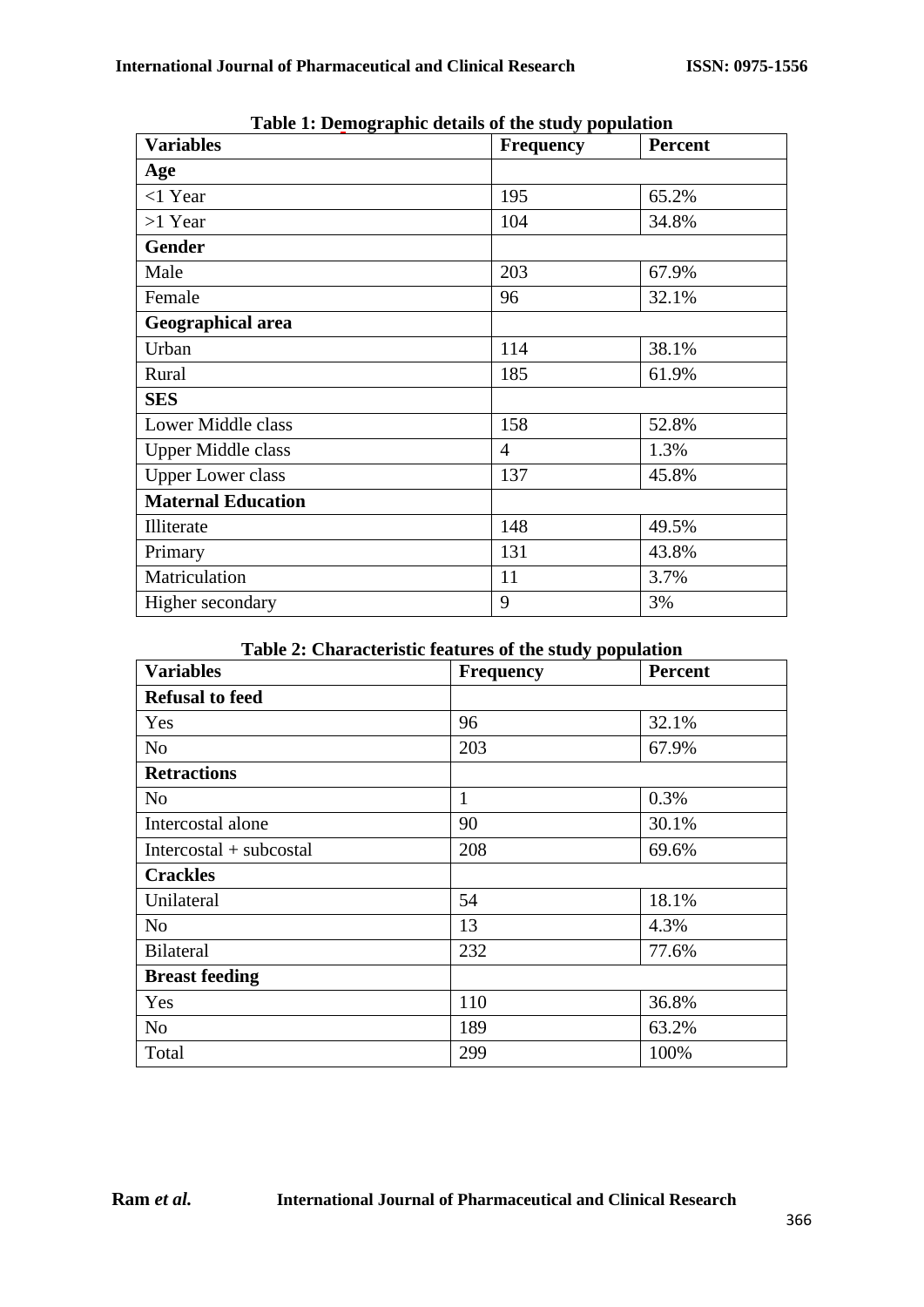**Table 1: Demographic details of the study population**

| Variables | Frequency | Percent |
|---|---|---|
| **Age** | | |
| <1 Year | 195 | 65.2% |
| >1 Year | 104 | 34.8% |
| **Gender** | | |
| Male | 203 | 67.9% |
| Female | 96 | 32.1% |
| **Geographical area** | | |
| Urban | 114 | 38.1% |
| Rural | 185 | 61.9% |
| **SES** | | |
| Lower Middle class | 158 | 52.8% |
| Upper Middle class | 4 | 1.3% |
| Upper Lower class | 137 | 45.8% |
| **Maternal Education** | | |
| Illiterate | 148 | 49.5% |
| Primary | 131 | 43.8% |
| Matriculation | 11 | 3.7% |
| Higher secondary | 9 | 3% |

**Table 2: Characteristic features of the study population**

| Variables | Frequency | Percent |
|---|---|---|
| **Refusal to feed** | | |
| Yes | 96 | 32.1% |
| No | 203 | 67.9% |
| **Retractions** | | |
| No | 1 | 0.3% |
| Intercostal alone | 90 | 30.1% |
| Intercostal + subcostal | 208 | 69.6% |
| **Crackles** | | |
| Unilateral | 54 | 18.1% |
| No | 13 | 4.3% |
| Bilateral | 232 | 77.6% |
| **Breast feeding** | | |
| Yes | 110 | 36.8% |
| No | 189 | 63.2% |
| Total | 299 | 100% |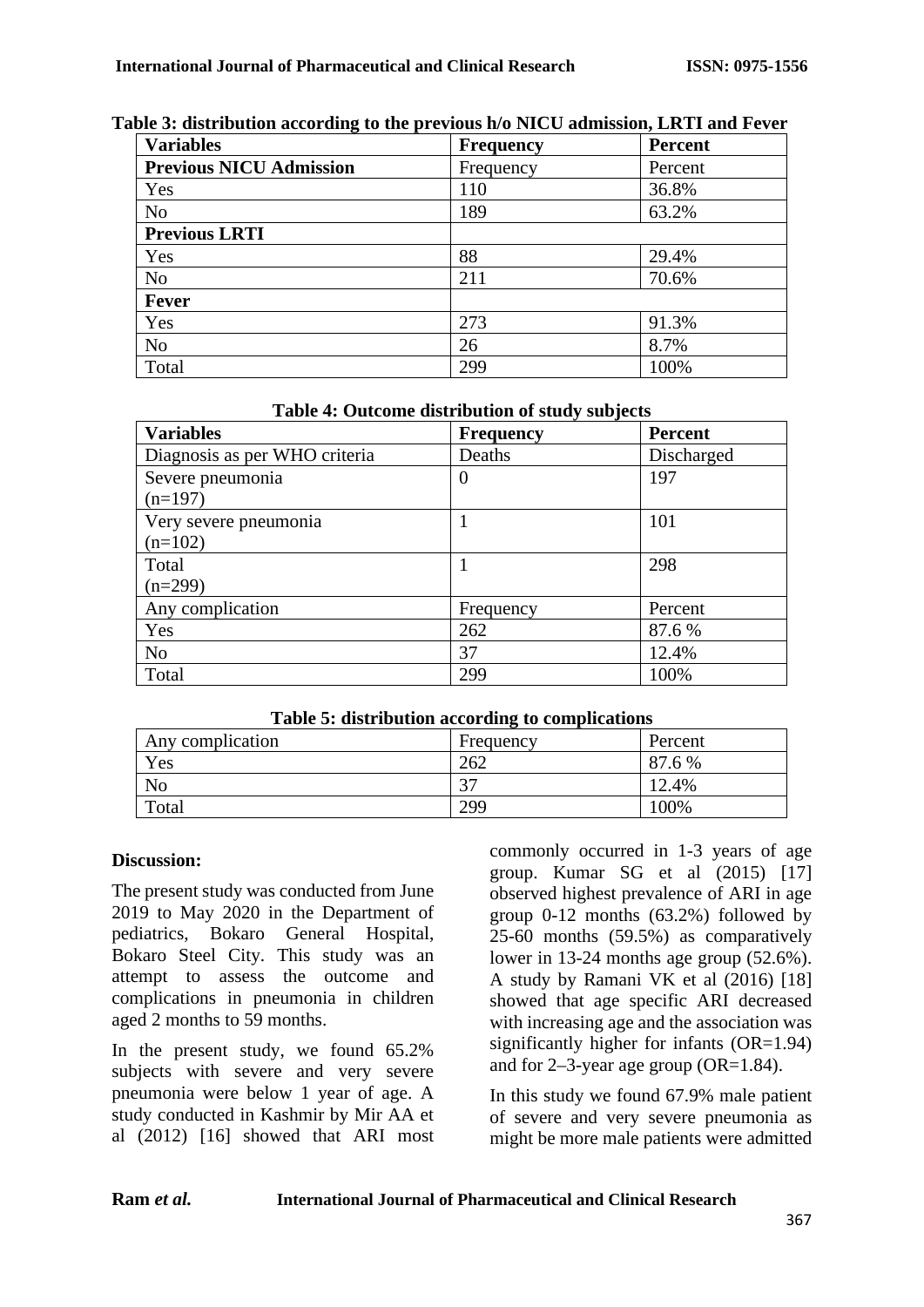**Table 3: distribution according to the previous h/o NICU admission, LRTI and Fever**

| Variables | Frequency | Percent |
|---|---|---|
| **Previous NICU Admission** | Frequency | Percent |
| Yes | 110 | 36.8% |
| No | 189 | 63.2% |
| **Previous LRTI** | | |
| Yes | 88 | 29.4% |
| No | 211 | 70.6% |
| **Fever** | | |
| Yes | 273 | 91.3% |
| No | 26 | 8.7% |
| Total | 299 | 100% |

**Table 4: Outcome distribution of study subjects**

| Variables | Frequency | Percent |
|---|---|---|
| Diagnosis as per WHO criteria | Deaths | Discharged |
| Severe pneumonia (n=197) | 0 | 197 |
| Very severe pneumonia (n=102) | 1 | 101 |
| Total (n=299) | 1 | 298 |
| Any complication | Frequency | Percent |
| Yes | 262 | 87.6 % |
| No | 37 | 12.4% |
| Total | 299 | 100% |

**Table 5: distribution according to complications**

| Any complication | Frequency | Percent |
|---|---|---|
| Yes | 262 | 87.6 % |
| No | 37 | 12.4% |
| Total | 299 | 100% |

## Discussion:

The present study was conducted from June 2019 to May 2020 in the Department of pediatrics, Bokaro General Hospital, Bokaro Steel City. This study was an attempt to assess the outcome and complications in pneumonia in children aged 2 months to 59 months.

In the present study, we found 65.2% subjects with severe and very severe pneumonia were below 1 year of age. A study conducted in Kashmir by Mir AA et al (2012) [16] showed that ARI most commonly occurred in 1-3 years of age group. Kumar SG et al (2015) [17] observed highest prevalence of ARI in age group 0-12 months (63.2%) followed by 25-60 months (59.5%) as comparatively lower in 13-24 months age group (52.6%). A study by Ramani VK et al (2016) [18] showed that age specific ARI decreased with increasing age and the association was significantly higher for infants (OR=1.94) and for 2–3-year age group (OR=1.84).

In this study we found 67.9% male patient of severe and very severe pneumonia as might be more male patients were admitted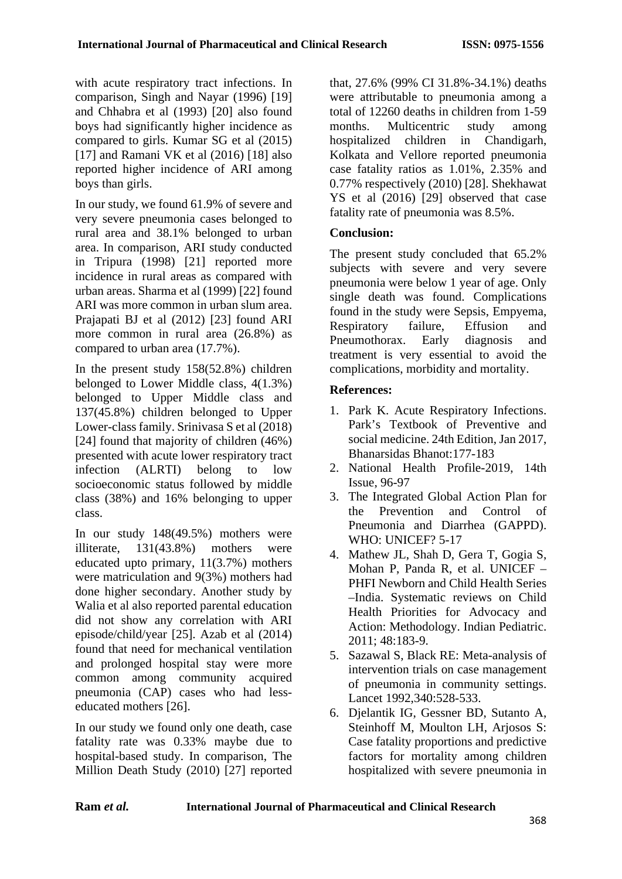with acute respiratory tract infections. In comparison, Singh and Nayar (1996) [19] and Chhabra et al (1993) [20] also found boys had significantly higher incidence as compared to girls. Kumar SG et al (2015) [17] and Ramani VK et al (2016) [18] also reported higher incidence of ARI among boys than girls.

In our study, we found 61.9% of severe and very severe pneumonia cases belonged to rural area and 38.1% belonged to urban area. In comparison, ARI study conducted in Tripura (1998) [21] reported more incidence in rural areas as compared with urban areas. Sharma et al (1999) [22] found ARI was more common in urban slum area. Prajapati BJ et al (2012) [23] found ARI more common in rural area (26.8%) as compared to urban area (17.7%).

In the present study 158(52.8%) children belonged to Lower Middle class, 4(1.3%) belonged to Upper Middle class and 137(45.8%) children belonged to Upper Lower-class family. Srinivasa S et al (2018) [24] found that majority of children (46%) presented with acute lower respiratory tract infection (ALRTI) belong to low socioeconomic status followed by middle class (38%) and 16% belonging to upper class.

In our study 148(49.5%) mothers were illiterate, 131(43.8%) mothers were educated upto primary, 11(3.7%) mothers were matriculation and 9(3%) mothers had done higher secondary. Another study by Walia et al also reported parental education did not show any correlation with ARI episode/child/year [25]. Azab et al (2014) found that need for mechanical ventilation and prolonged hospital stay were more common among community acquired pneumonia (CAP) cases who had less-educated mothers [26].

In our study we found only one death, case fatality rate was 0.33% maybe due to hospital-based study. In comparison, The Million Death Study (2010) [27] reported that, 27.6% (99% CI 31.8%-34.1%) deaths were attributable to pneumonia among a total of 12260 deaths in children from 1-59 months. Multicentric study among hospitalized children in Chandigarh, Kolkata and Vellore reported pneumonia case fatality ratios as 1.01%, 2.35% and 0.77% respectively (2010) [28]. Shekhawat YS et al (2016) [29] observed that case fatality rate of pneumonia was 8.5%.

## Conclusion:

The present study concluded that 65.2% subjects with severe and very severe pneumonia were below 1 year of age. Only single death was found. Complications found in the study were Sepsis, Empyema, Respiratory failure, Effusion and Pneumothorax. Early diagnosis and treatment is very essential to avoid the complications, morbidity and mortality.

## References:

1. Park K. Acute Respiratory Infections. Park's Textbook of Preventive and social medicine. 24th Edition, Jan 2017, Bhanarsidas Bhanot:177-183
2. National Health Profile-2019, 14th Issue, 96-97
3. The Integrated Global Action Plan for the Prevention and Control of Pneumonia and Diarrhea (GAPPD). WHO: UNICEF? 5-17
4. Mathew JL, Shah D, Gera T, Gogia S, Mohan P, Panda R, et al. UNICEF – PHFI Newborn and Child Health Series –India. Systematic reviews on Child Health Priorities for Advocacy and Action: Methodology. Indian Pediatric. 2011; 48:183-9.
5. Sazawal S, Black RE: Meta-analysis of intervention trials on case management of pneumonia in community settings. Lancet 1992,340:528-533.
6. Djelantik IG, Gessner BD, Sutanto A, Steinhoff M, Moulton LH, Arjosos S: Case fatality proportions and predictive factors for mortality among children hospitalized with severe pneumonia in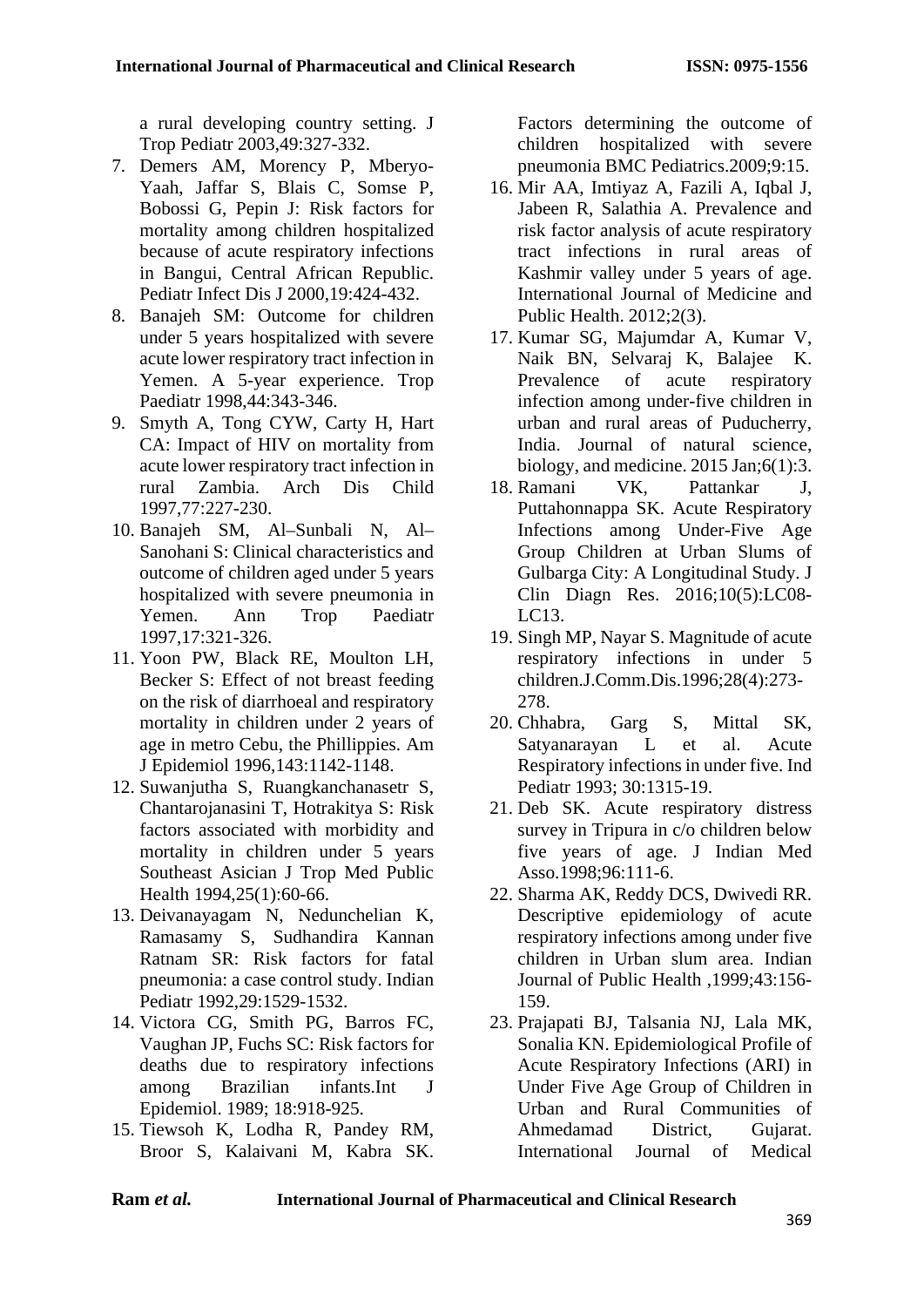a rural developing country setting. J Trop Pediatr 2003,49:327-332.

7. Demers AM, Morency P, Mberyo-Yaah, Jaffar S, Blais C, Somse P, Bobossi G, Pepin J: Risk factors for mortality among children hospitalized because of acute respiratory infections in Bangui, Central African Republic. Pediatr Infect Dis J 2000,19:424-432.
8. Banajeh SM: Outcome for children under 5 years hospitalized with severe acute lower respiratory tract infection in Yemen. A 5-year experience. Trop Paediatr 1998,44:343-346.
9. Smyth A, Tong CYW, Carty H, Hart CA: Impact of HIV on mortality from acute lower respiratory tract infection in rural Zambia. Arch Dis Child 1997,77:227-230.
10. Banajeh SM, Al–Sunbali N, Al–Sanohani S: Clinical characteristics and outcome of children aged under 5 years hospitalized with severe pneumonia in Yemen. Ann Trop Paediatr 1997,17:321-326.
11. Yoon PW, Black RE, Moulton LH, Becker S: Effect of not breast feeding on the risk of diarrhoeal and respiratory mortality in children under 2 years of age in metro Cebu, the Phillippies. Am J Epidemiol 1996,143:1142-1148.
12. Suwanjutha S, Ruangkanchanasetr S, Chantarojanasini T, Hotrakitya S: Risk factors associated with morbidity and mortality in children under 5 years Southeast Asician J Trop Med Public Health 1994,25(1):60-66.
13. Deivanayagam N, Nedunchelian K, Ramasamy S, Sudhandira Kannan Ratnam SR: Risk factors for fatal pneumonia: a case control study. Indian Pediatr 1992,29:1529-1532.
14. Victora CG, Smith PG, Barros FC, Vaughan JP, Fuchs SC: Risk factors for deaths due to respiratory infections among Brazilian infants.Int J Epidemiol. 1989; 18:918-925.
15. Tiewsoh K, Lodha R, Pandey RM, Broor S, Kalaivani M, Kabra SK. Factors determining the outcome of children hospitalized with severe pneumonia BMC Pediatrics.2009;9:15.
16. Mir AA, Imtiyaz A, Fazili A, Iqbal J, Jabeen R, Salathia A. Prevalence and risk factor analysis of acute respiratory tract infections in rural areas of Kashmir valley under 5 years of age. International Journal of Medicine and Public Health. 2012;2(3).
17. Kumar SG, Majumdar A, Kumar V, Naik BN, Selvaraj K, Balajee K. Prevalence of acute respiratory infection among under-five children in urban and rural areas of Puducherry, India. Journal of natural science, biology, and medicine. 2015 Jan;6(1):3.
18. Ramani VK, Pattankar J, Puttahonnappa SK. Acute Respiratory Infections among Under-Five Age Group Children at Urban Slums of Gulbarga City: A Longitudinal Study. J Clin Diagn Res. 2016;10(5):LC08-LC13.
19. Singh MP, Nayar S. Magnitude of acute respiratory infections in under 5 children.J.Comm.Dis.1996;28(4):273-278.
20. Chhabra, Garg S, Mittal SK, Satyanarayan L et al. Acute Respiratory infections in under five. Ind Pediatr 1993; 30:1315-19.
21. Deb SK. Acute respiratory distress survey in Tripura in c/o children below five years of age. J Indian Med Asso.1998;96:111-6.
22. Sharma AK, Reddy DCS, Dwivedi RR. Descriptive epidemiology of acute respiratory infections among under five children in Urban slum area. Indian Journal of Public Health ,1999;43:156-159.
23. Prajapati BJ, Talsania NJ, Lala MK, Sonalia KN. Epidemiological Profile of Acute Respiratory Infections (ARI) in Under Five Age Group of Children in Urban and Rural Communities of Ahmedamad District, Gujarat. International Journal of Medical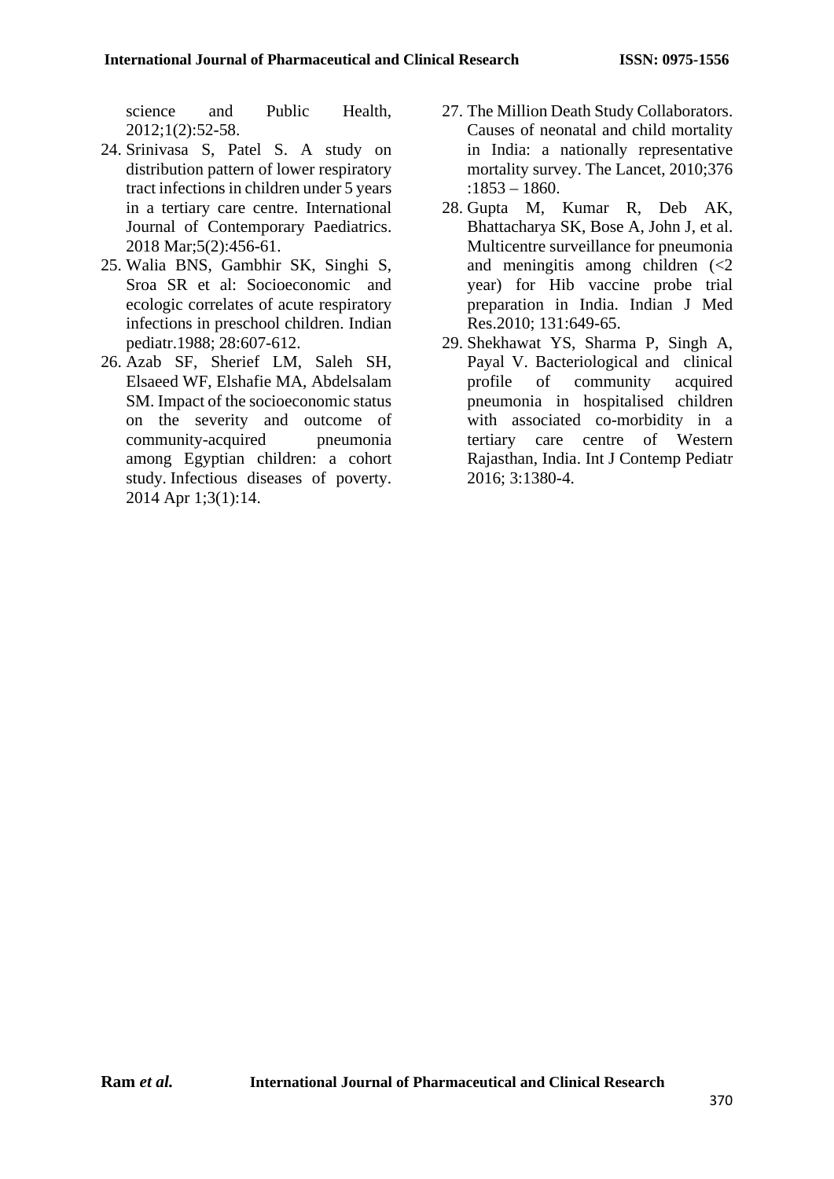science and Public Health, 2012;1(2):52-58.

24. Srinivasa S, Patel S. A study on distribution pattern of lower respiratory tract infections in children under 5 years in a tertiary care centre. International Journal of Contemporary Paediatrics. 2018 Mar;5(2):456-61.
25. Walia BNS, Gambhir SK, Singhi S, Sroa SR et al: Socioeconomic and ecologic correlates of acute respiratory infections in preschool children. Indian pediatr.1988; 28:607-612.
26. Azab SF, Sherief LM, Saleh SH, Elsaeed WF, Elshafie MA, Abdelsalam SM. Impact of the socioeconomic status on the severity and outcome of community-acquired pneumonia among Egyptian children: a cohort study. Infectious diseases of poverty. 2014 Apr 1;3(1):14.
27. The Million Death Study Collaborators. Causes of neonatal and child mortality in India: a nationally representative mortality survey. The Lancet, 2010;376 :1853 – 1860.
28. Gupta M, Kumar R, Deb AK, Bhattacharya SK, Bose A, John J, et al. Multicentre surveillance for pneumonia and meningitis among children (<2 year) for Hib vaccine probe trial preparation in India. Indian J Med Res.2010; 131:649-65.
29. Shekhawat YS, Sharma P, Singh A, Payal V. Bacteriological and clinical profile of community acquired pneumonia in hospitalised children with associated co-morbidity in a tertiary care centre of Western Rajasthan, India. Int J Contemp Pediatr 2016; 3:1380-4.